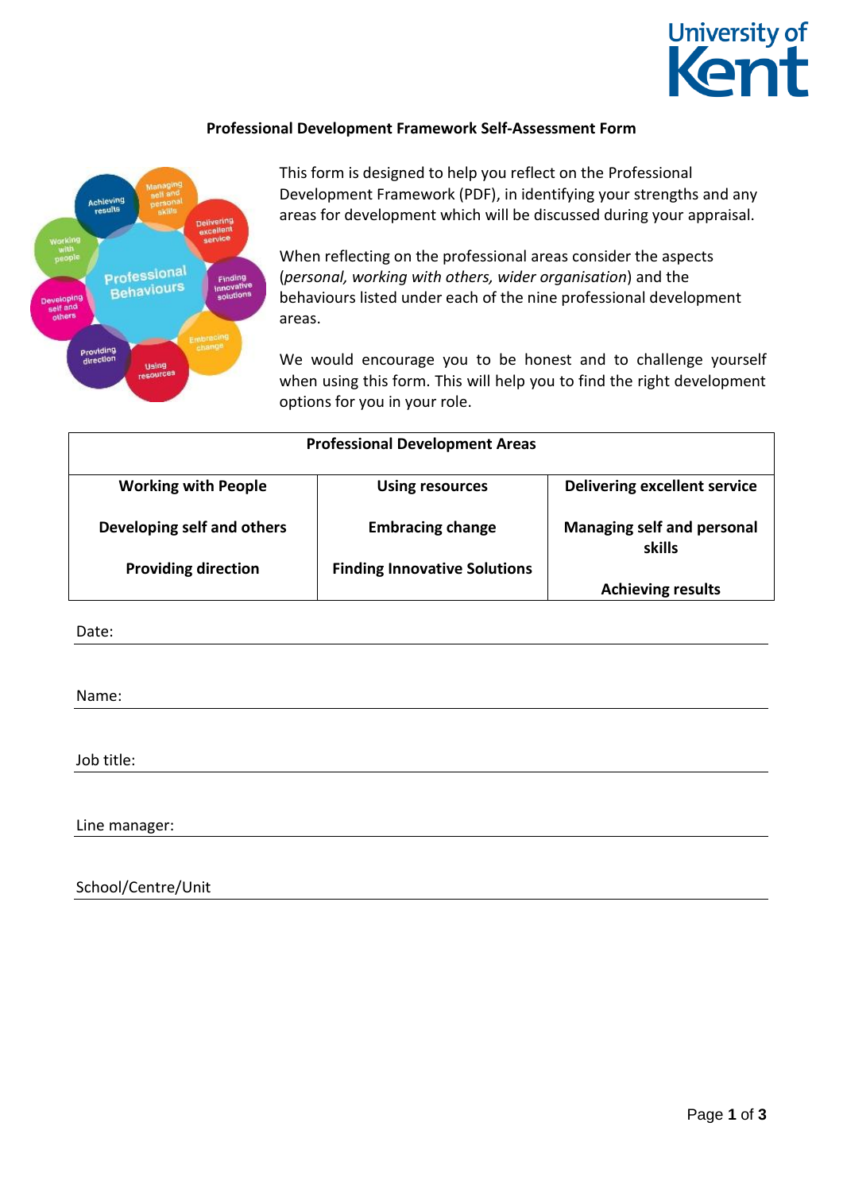**Professional Development Framework Self-Assessment Form**

This form is designed to help you reflect on the Professional Development Framework (PDF), in identifying your strengths and any areas for development which will be discussed during your appraisal.

When reflecting on the professional areas consider the aspects (*personal, working with others, wider organisation*) and the behaviours listed under each of the nine professional development areas.

We would encourage you to be honest and to challenge yourself when using this form. This will help you to find the right development options for you in your role.

| Professional Development Areas | | |
|---|---|---|
| **Working with People** | **Using resources** | **Delivering excellent service** |
| **Developing self and others** | **Embracing change** | **Managing self and personal skills** |
| **Providing direction** | **Finding Innovative Solutions** | **Achieving results** |

Date:

Name:

Job title:

Line manager:

School/Centre/Unit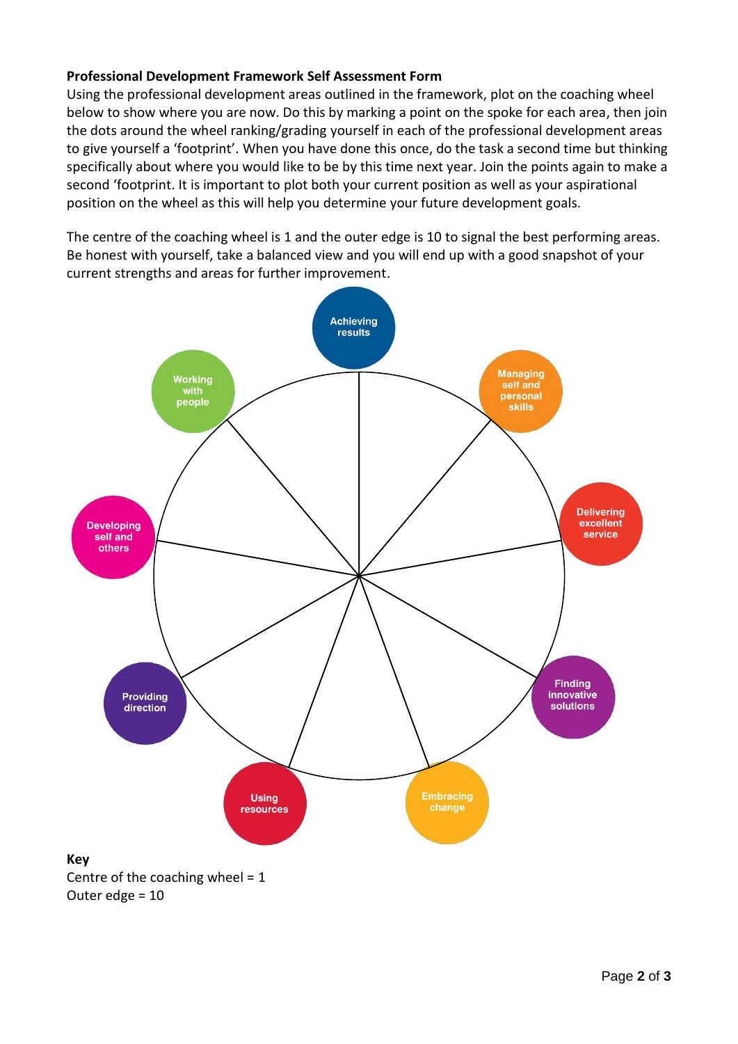**Professional Development Framework Self Assessment Form**

Using the professional development areas outlined in the framework, plot on the coaching wheel below to show where you are now. Do this by marking a point on the spoke for each area, then join the dots around the wheel ranking/grading yourself in each of the professional development areas to give yourself a 'footprint'. When you have done this once, do the task a second time but thinking specifically about where you would like to be by this time next year. Join the points again to make a second 'footprint. It is important to plot both your current position as well as your aspirational position on the wheel as this will help you determine your future development goals.

The centre of the coaching wheel is 1 and the outer edge is 10 to signal the best performing areas. Be honest with yourself, take a balanced view and you will end up with a good snapshot of your current strengths and areas for further improvement.

Achieving results

Managing self and personal skills

Delivering excellent service

Finding innovative solutions

Embracing change

Using resources

Providing direction

Developing self and others

Working with people

**Key**

Centre of the coaching wheel = 1

Outer edge = 10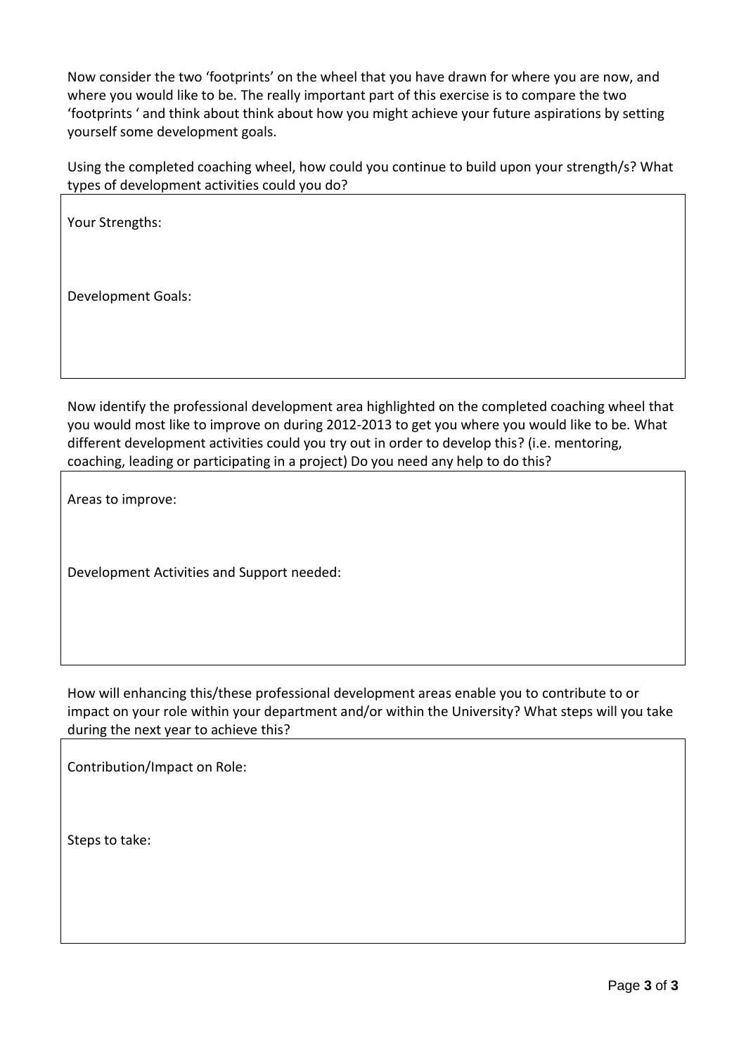Now consider the two 'footprints' on the wheel that you have drawn for where you are now, and where you would like to be. The really important part of this exercise is to compare the two 'footprints ' and think about think about how you might achieve your future aspirations by setting yourself some development goals.

Using the completed coaching wheel, how could you continue to build upon your strength/s? What types of development activities could you do?

| |
|---|
| Your Strengths:<br><br><br>Development Goals:<br><br><br> |

Now identify the professional development area highlighted on the completed coaching wheel that you would most like to improve on during 2012-2013 to get you where you would like to be. What different development activities could you try out in order to develop this? (i.e. mentoring, coaching, leading or participating in a project) Do you need any help to do this?

| |
|---|
| Areas to improve:<br><br><br>Development Activities and Support needed:<br><br><br> |

How will enhancing this/these professional development areas enable you to contribute to or impact on your role within your department and/or within the University? What steps will you take during the next year to achieve this?

| |
|---|
| Contribution/Impact on Role:<br><br><br>Steps to take:<br><br><br> |